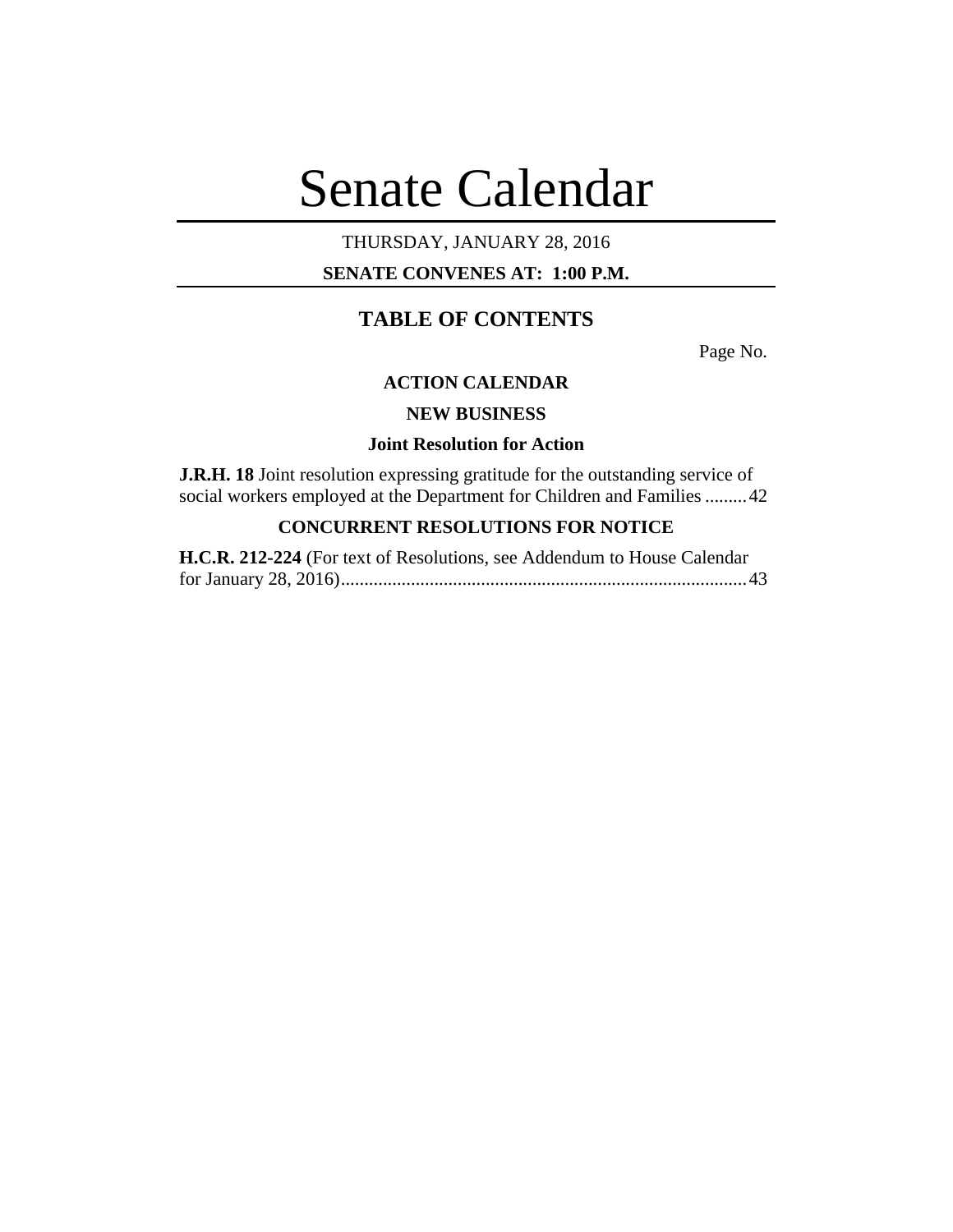# Senate Calendar

THURSDAY, JANUARY 28, 2016

**SENATE CONVENES AT: 1:00 P.M.**

## TABLE OF CONTENTS

Page No.

### ACTION CALENDAR

### NEW BUSINESS

#### Joint Resolution for Action

**J.R.H. 18** Joint resolution expressing gratitude for the outstanding service of social workers employed at the Department for Children and Families ......... 42

### CONCURRENT RESOLUTIONS FOR NOTICE

**H.C.R. 212-224** (For text of Resolutions, see Addendum to House Calendar for January 28, 2016) ....................................................................................... 43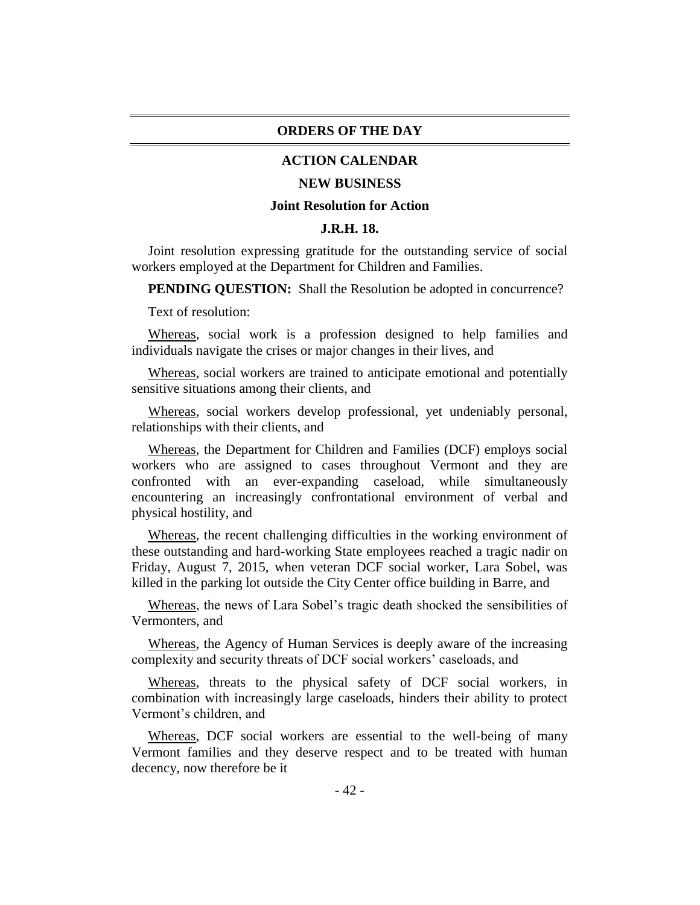## ORDERS OF THE DAY

### ACTION CALENDAR

### NEW BUSINESS

### Joint Resolution for Action

### J.R.H. 18.

Joint resolution expressing gratitude for the outstanding service of social workers employed at the Department for Children and Families.

**PENDING QUESTION:** Shall the Resolution be adopted in concurrence?

Text of resolution:

Whereas, social work is a profession designed to help families and individuals navigate the crises or major changes in their lives, and

Whereas, social workers are trained to anticipate emotional and potentially sensitive situations among their clients, and

Whereas, social workers develop professional, yet undeniably personal, relationships with their clients, and

Whereas, the Department for Children and Families (DCF) employs social workers who are assigned to cases throughout Vermont and they are confronted with an ever-expanding caseload, while simultaneously encountering an increasingly confrontational environment of verbal and physical hostility, and

Whereas, the recent challenging difficulties in the working environment of these outstanding and hard-working State employees reached a tragic nadir on Friday, August 7, 2015, when veteran DCF social worker, Lara Sobel, was killed in the parking lot outside the City Center office building in Barre, and

Whereas, the news of Lara Sobel's tragic death shocked the sensibilities of Vermonters, and

Whereas, the Agency of Human Services is deeply aware of the increasing complexity and security threats of DCF social workers' caseloads, and

Whereas, threats to the physical safety of DCF social workers, in combination with increasingly large caseloads, hinders their ability to protect Vermont's children, and

Whereas, DCF social workers are essential to the well-being of many Vermont families and they deserve respect and to be treated with human decency, now therefore be it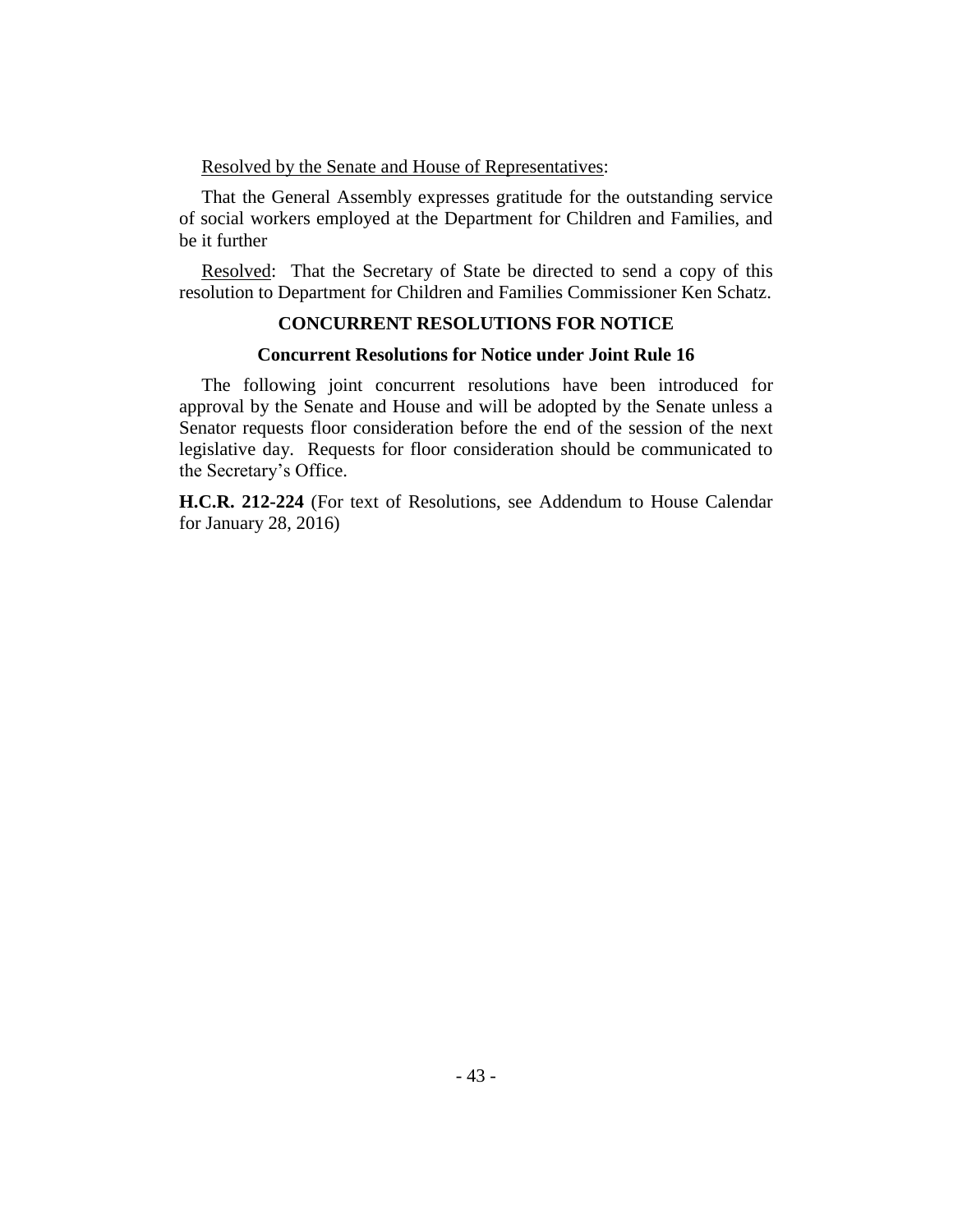Resolved by the Senate and House of Representatives:

That the General Assembly expresses gratitude for the outstanding service of social workers employed at the Department for Children and Families, and be it further

Resolved: That the Secretary of State be directed to send a copy of this resolution to Department for Children and Families Commissioner Ken Schatz.

## CONCURRENT RESOLUTIONS FOR NOTICE

### Concurrent Resolutions for Notice under Joint Rule 16

The following joint concurrent resolutions have been introduced for approval by the Senate and House and will be adopted by the Senate unless a Senator requests floor consideration before the end of the session of the next legislative day. Requests for floor consideration should be communicated to the Secretary's Office.

**H.C.R. 212-224** (For text of Resolutions, see Addendum to House Calendar for January 28, 2016)